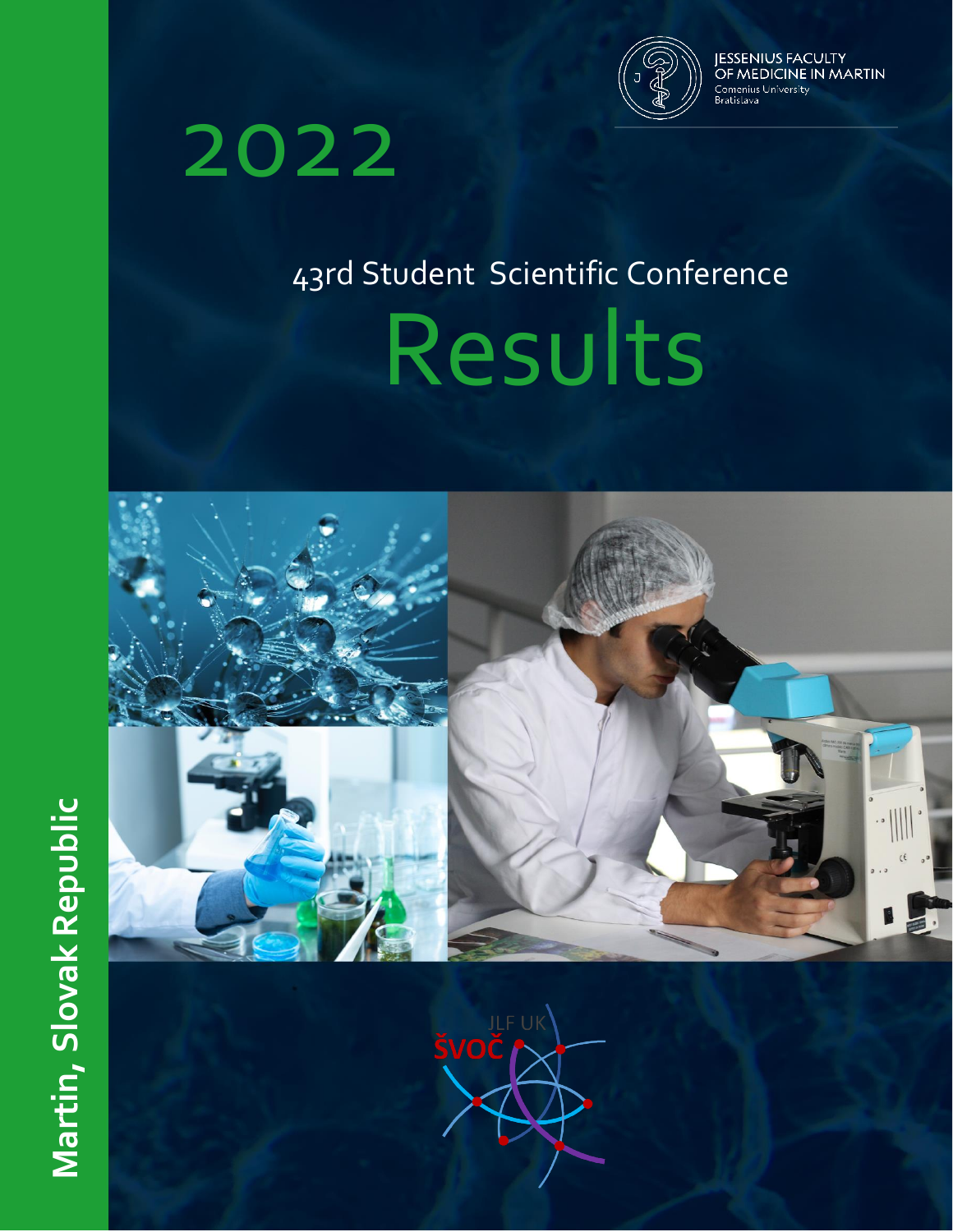JESSENIUS FACULTY OF MEDICINE IN MARTIN
Comenius University Bratislava

# 2022

## 43rd Student Scientific Conference

# Results

JLF UK ŠVOČ

**Martin, Slovak Republic**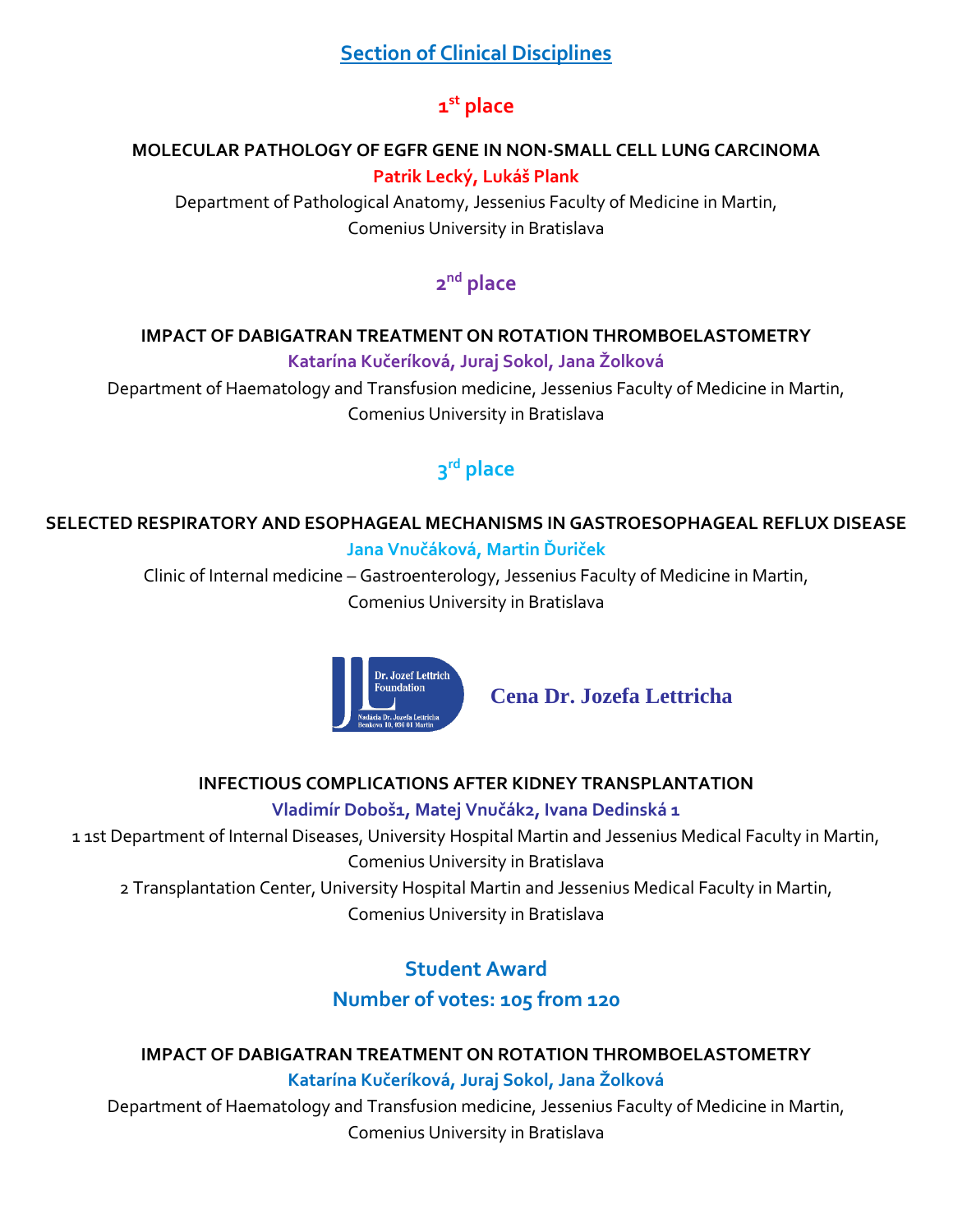## Section of Clinical Disciplines

### 1st place

**MOLECULAR PATHOLOGY OF EGFR GENE IN NON-SMALL CELL LUNG CARCINOMA**

**Patrik Lecký, Lukáš Plank**

Department of Pathological Anatomy, Jessenius Faculty of Medicine in Martin, Comenius University in Bratislava

### 2nd place

**IMPACT OF DABIGATRAN TREATMENT ON ROTATION THROMBOELASTOMETRY**

**Katarína Kučeríková, Juraj Sokol, Jana Žolková**

Department of Haematology and Transfusion medicine, Jessenius Faculty of Medicine in Martin, Comenius University in Bratislava

### 3rd place

**SELECTED RESPIRATORY AND ESOPHAGEAL MECHANISMS IN GASTROESOPHAGEAL REFLUX DISEASE**

**Jana Vnučáková, Martin Ďuriček**

Clinic of Internal medicine – Gastroenterology, Jessenius Faculty of Medicine in Martin, Comenius University in Bratislava

Dr. Jozef Lettrich Foundation
Nadácia Dr. Jozefa Lettricha
Benkova 10, 036 01 Martin

### Cena Dr. Jozefa Lettricha

**INFECTIOUS COMPLICATIONS AFTER KIDNEY TRANSPLANTATION**

**Vladimír Doboš[1], Matej Vnučák[2], Ivana Dedinská [1]**

[1] 1st Department of Internal Diseases, University Hospital Martin and Jessenius Medical Faculty in Martin, Comenius University in Bratislava

[2] Transplantation Center, University Hospital Martin and Jessenius Medical Faculty in Martin, Comenius University in Bratislava

### Student Award
### Number of votes: 105 from 120

**IMPACT OF DABIGATRAN TREATMENT ON ROTATION THROMBOELASTOMETRY**

**Katarína Kučeríková, Juraj Sokol, Jana Žolková**

Department of Haematology and Transfusion medicine, Jessenius Faculty of Medicine in Martin, Comenius University in Bratislava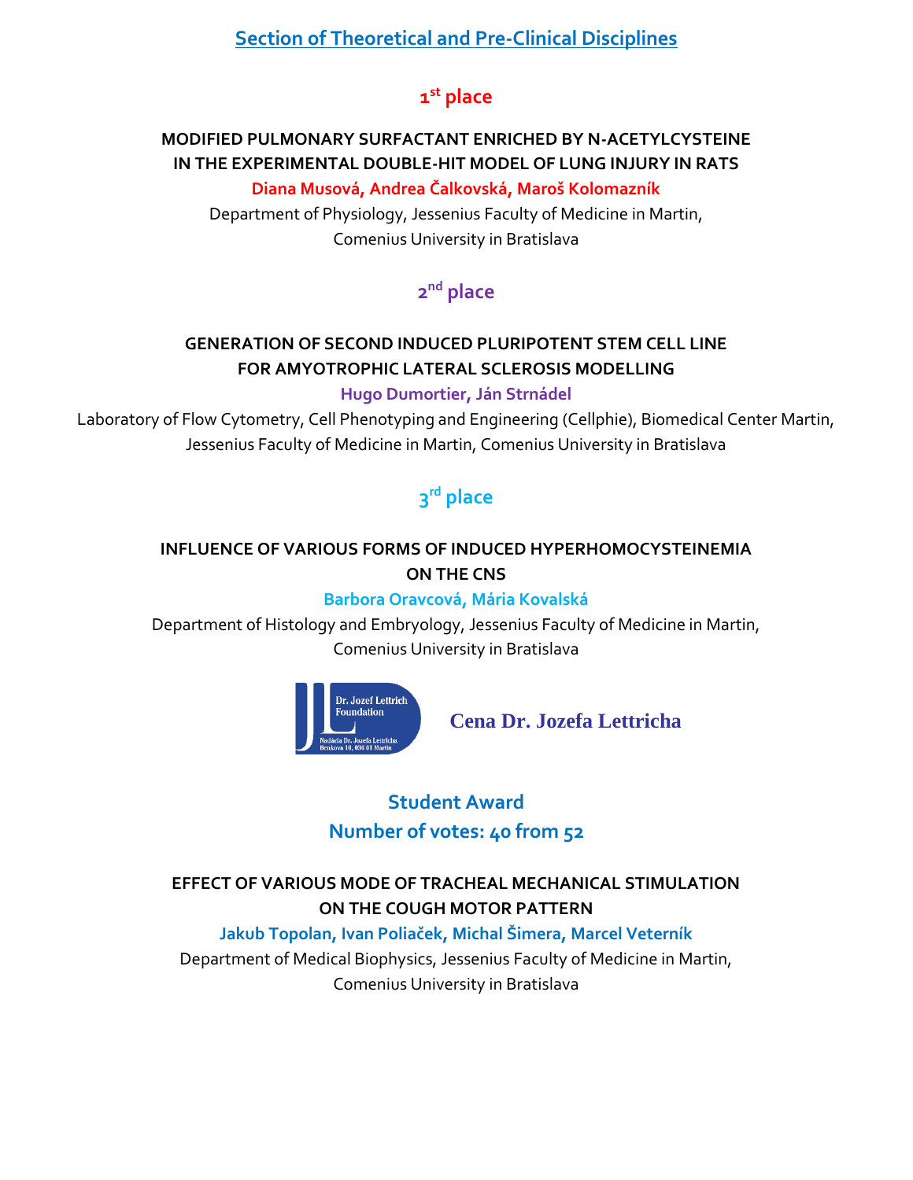## Section of Theoretical and Pre-Clinical Disciplines

### 1st place

**MODIFIED PULMONARY SURFACTANT ENRICHED BY N-ACETYLCYSTEINE IN THE EXPERIMENTAL DOUBLE-HIT MODEL OF LUNG INJURY IN RATS**

**Diana Musová, Andrea Čalkovská, Maroš Kolomazník**

Department of Physiology, Jessenius Faculty of Medicine in Martin, Comenius University in Bratislava

### 2nd place

**GENERATION OF SECOND INDUCED PLURIPOTENT STEM CELL LINE FOR AMYOTROPHIC LATERAL SCLEROSIS MODELLING**

**Hugo Dumortier, Ján Strnádel**

Laboratory of Flow Cytometry, Cell Phenotyping and Engineering (Cellphie), Biomedical Center Martin, Jessenius Faculty of Medicine in Martin, Comenius University in Bratislava

### 3rd place

**INFLUENCE OF VARIOUS FORMS OF INDUCED HYPERHOMOCYSTEINEMIA ON THE CNS**

**Barbora Oravcová, Mária Kovalská**

Department of Histology and Embryology, Jessenius Faculty of Medicine in Martin, Comenius University in Bratislava

Dr. Jozef Lettrich Foundation
Nadácia Dr. Jozefa Lettricha, Benkova 10, 036 01 Martin

**Cena Dr. Jozefa Lettricha**

### Student Award
### Number of votes: 40 from 52

**EFFECT OF VARIOUS MODE OF TRACHEAL MECHANICAL STIMULATION ON THE COUGH MOTOR PATTERN**

**Jakub Topolan, Ivan Poliaček, Michal Šimera, Marcel Veterník**

Department of Medical Biophysics, Jessenius Faculty of Medicine in Martin, Comenius University in Bratislava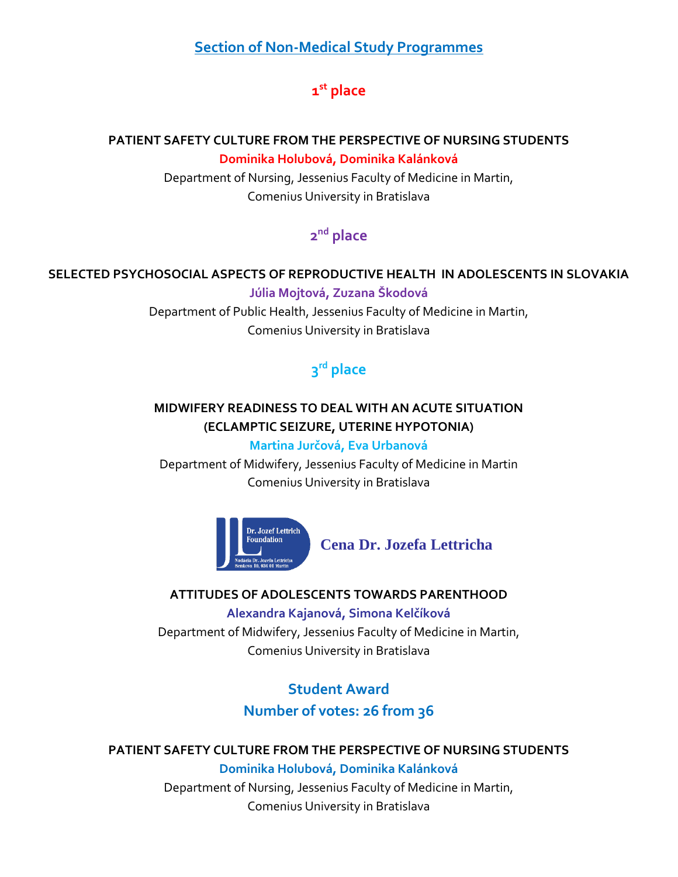## Section of Non-Medical Study Programmes

### 1st place

**PATIENT SAFETY CULTURE FROM THE PERSPECTIVE OF NURSING STUDENTS**

**Dominika Holubová, Dominika Kalánková**

Department of Nursing, Jessenius Faculty of Medicine in Martin,
Comenius University in Bratislava

### 2nd place

**SELECTED PSYCHOSOCIAL ASPECTS OF REPRODUCTIVE HEALTH IN ADOLESCENTS IN SLOVAKIA**

**Júlia Mojtová, Zuzana Škodová**

Department of Public Health, Jessenius Faculty of Medicine in Martin,
Comenius University in Bratislava

### 3rd place

**MIDWIFERY READINESS TO DEAL WITH AN ACUTE SITUATION (ECLAMPTIC SEIZURE, UTERINE HYPOTONIA)**

**Martina Jurčová, Eva Urbanová**

Department of Midwifery, Jessenius Faculty of Medicine in Martin
Comenius University in Bratislava

Dr. Jozef Lettrich Foundation
Nadácia Dr. Jozefa Lettricha
Benkova 10, 036 01 Martin

### Cena Dr. Jozefa Lettricha

**ATTITUDES OF ADOLESCENTS TOWARDS PARENTHOOD**

**Alexandra Kajanová, Simona Kelčíková**

Department of Midwifery, Jessenius Faculty of Medicine in Martin,
Comenius University in Bratislava

### Student Award

**Number of votes: 26 from 36**

**PATIENT SAFETY CULTURE FROM THE PERSPECTIVE OF NURSING STUDENTS**

**Dominika Holubová, Dominika Kalánková**

Department of Nursing, Jessenius Faculty of Medicine in Martin,
Comenius University in Bratislava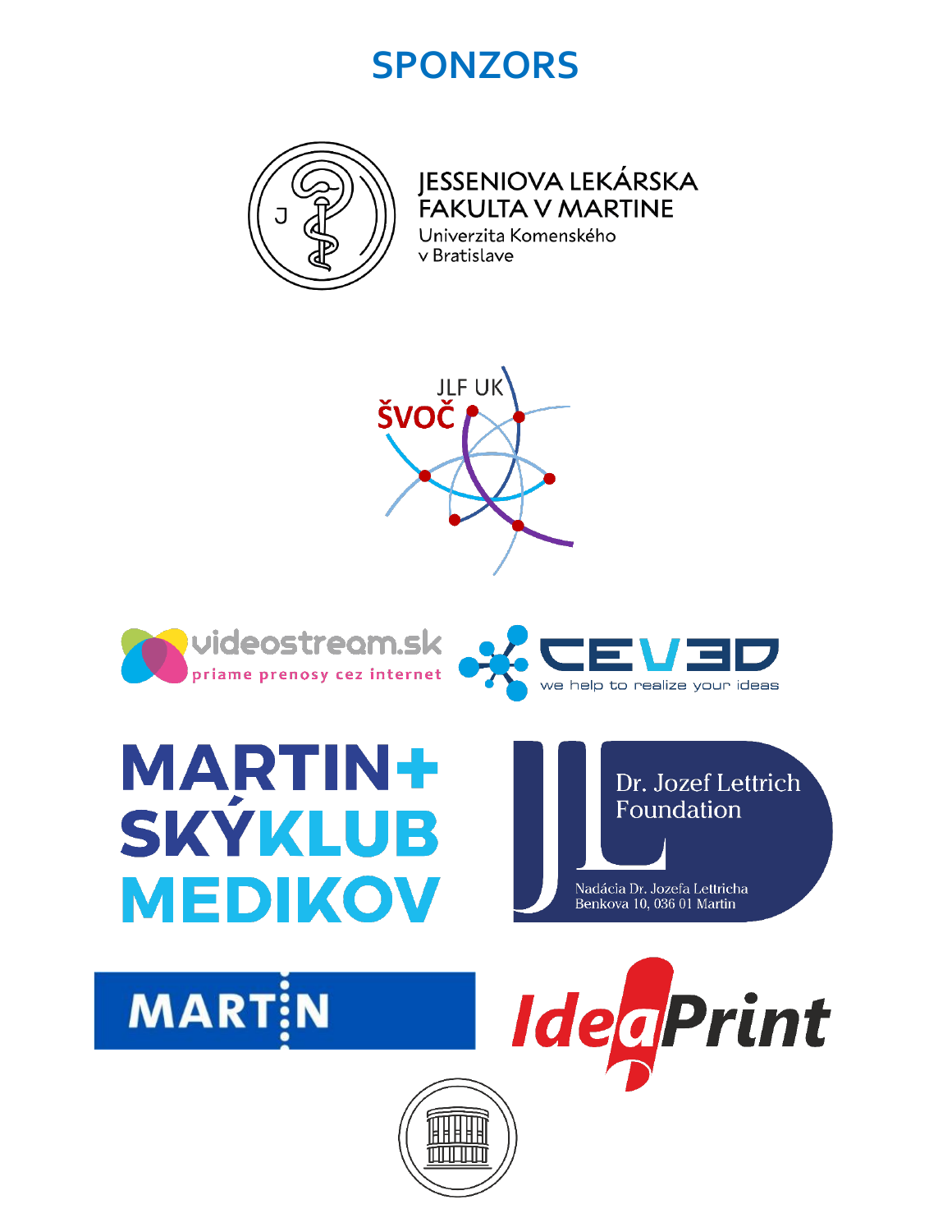# SPONZORS

JESSENIOVA LEKÁRSKA FAKULTA V MARTINE
Univerzita Komenského v Bratislave

JLF UK ŠVOČ

videostream.sk
priame prenosy cez internet

CEV3D
we help to realize your ideas

MARTIN+ SKÝKLUB MEDIKOV

Dr. Jozef Lettrich Foundation
Nadácia Dr. Jozefa Lettricha
Benkova 10, 036 01 Martin

MARTIN

IdeaPrint